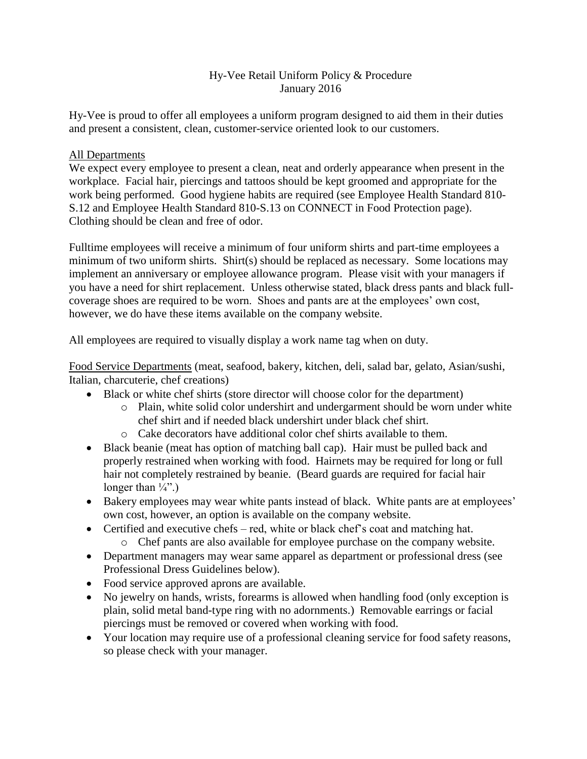# Hy-Vee Retail Uniform Policy & Procedure
January 2016

Hy-Vee is proud to offer all employees a uniform program designed to aid them in their duties and present a consistent, clean, customer-service oriented look to our customers.

## All Departments

We expect every employee to present a clean, neat and orderly appearance when present in the workplace. Facial hair, piercings and tattoos should be kept groomed and appropriate for the work being performed. Good hygiene habits are required (see Employee Health Standard 810-S.12 and Employee Health Standard 810-S.13 on CONNECT in Food Protection page). Clothing should be clean and free of odor.

Fulltime employees will receive a minimum of four uniform shirts and part-time employees a minimum of two uniform shirts. Shirt(s) should be replaced as necessary. Some locations may implement an anniversary or employee allowance program. Please visit with your managers if you have a need for shirt replacement. Unless otherwise stated, black dress pants and black full-coverage shoes are required to be worn. Shoes and pants are at the employees' own cost, however, we do have these items available on the company website.

All employees are required to visually display a work name tag when on duty.

## Food Service Departments (meat, seafood, bakery, kitchen, deli, salad bar, gelato, Asian/sushi, Italian, charcuterie, chef creations)

- Black or white chef shirts (store director will choose color for the department)
  - Plain, white solid color undershirt and undergarment should be worn under white chef shirt and if needed black undershirt under black chef shirt.
  - Cake decorators have additional color chef shirts available to them.
- Black beanie (meat has option of matching ball cap). Hair must be pulled back and properly restrained when working with food. Hairnets may be required for long or full hair not completely restrained by beanie. (Beard guards are required for facial hair longer than ¼".)
- Bakery employees may wear white pants instead of black. White pants are at employees' own cost, however, an option is available on the company website.
- Certified and executive chefs – red, white or black chef's coat and matching hat.
  - Chef pants are also available for employee purchase on the company website.
- Department managers may wear same apparel as department or professional dress (see Professional Dress Guidelines below).
- Food service approved aprons are available.
- No jewelry on hands, wrists, forearms is allowed when handling food (only exception is plain, solid metal band-type ring with no adornments.) Removable earrings or facial piercings must be removed or covered when working with food.
- Your location may require use of a professional cleaning service for food safety reasons, so please check with your manager.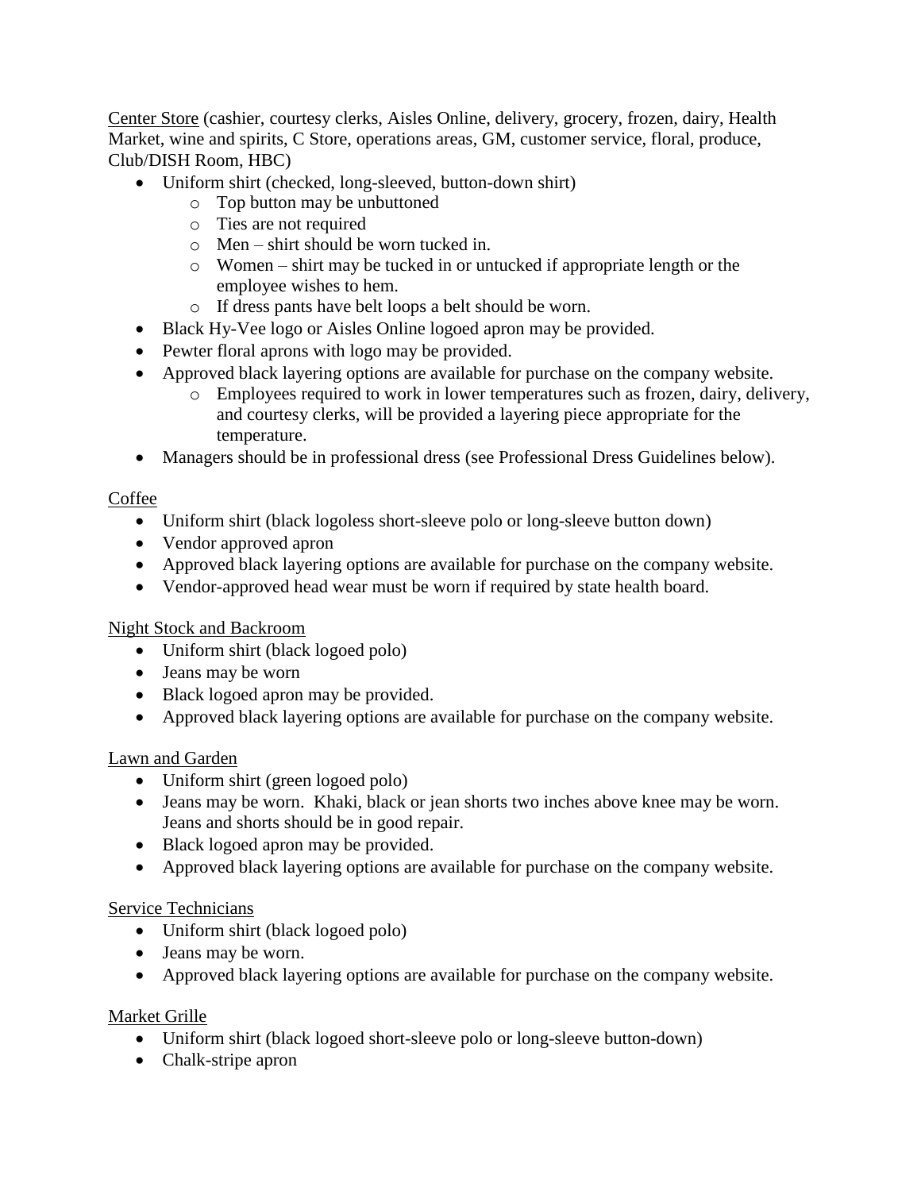Center Store (cashier, courtesy clerks, Aisles Online, delivery, grocery, frozen, dairy, Health Market, wine and spirits, C Store, operations areas, GM, customer service, floral, produce, Club/DISH Room, HBC)

- Uniform shirt (checked, long-sleeved, button-down shirt)
  - Top button may be unbuttoned
  - Ties are not required
  - Men – shirt should be worn tucked in.
  - Women – shirt may be tucked in or untucked if appropriate length or the employee wishes to hem.
  - If dress pants have belt loops a belt should be worn.
- Black Hy-Vee logo or Aisles Online logoed apron may be provided.
- Pewter floral aprons with logo may be provided.
- Approved black layering options are available for purchase on the company website.
  - Employees required to work in lower temperatures such as frozen, dairy, delivery, and courtesy clerks, will be provided a layering piece appropriate for the temperature.
- Managers should be in professional dress (see Professional Dress Guidelines below).

Coffee

- Uniform shirt (black logoless short-sleeve polo or long-sleeve button down)
- Vendor approved apron
- Approved black layering options are available for purchase on the company website.
- Vendor-approved head wear must be worn if required by state health board.

Night Stock and Backroom

- Uniform shirt (black logoed polo)
- Jeans may be worn
- Black logoed apron may be provided.
- Approved black layering options are available for purchase on the company website.

Lawn and Garden

- Uniform shirt (green logoed polo)
- Jeans may be worn. Khaki, black or jean shorts two inches above knee may be worn. Jeans and shorts should be in good repair.
- Black logoed apron may be provided.
- Approved black layering options are available for purchase on the company website.

Service Technicians

- Uniform shirt (black logoed polo)
- Jeans may be worn.
- Approved black layering options are available for purchase on the company website.

Market Grille

- Uniform shirt (black logoed short-sleeve polo or long-sleeve button-down)
- Chalk-stripe apron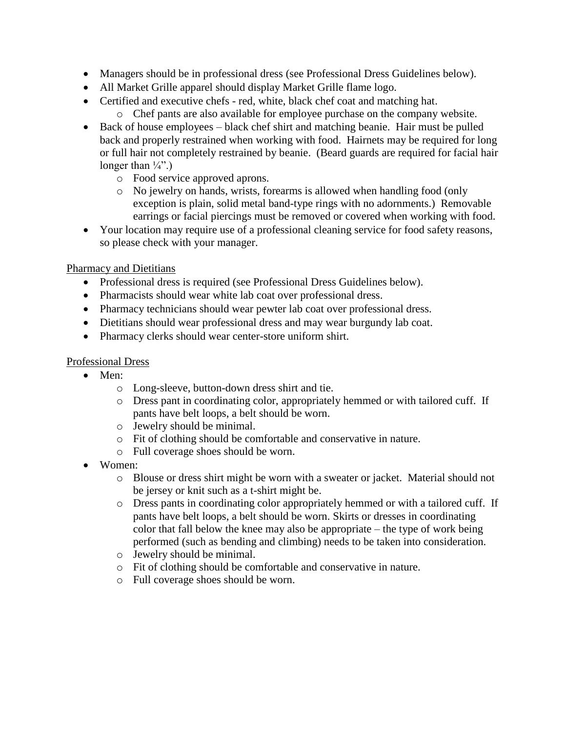- Managers should be in professional dress (see Professional Dress Guidelines below).
- All Market Grille apparel should display Market Grille flame logo.
- Certified and executive chefs - red, white, black chef coat and matching hat.
  - Chef pants are also available for employee purchase on the company website.
- Back of house employees – black chef shirt and matching beanie. Hair must be pulled back and properly restrained when working with food. Hairnets may be required for long or full hair not completely restrained by beanie. (Beard guards are required for facial hair longer than ¼".)
  - Food service approved aprons.
  - No jewelry on hands, wrists, forearms is allowed when handling food (only exception is plain, solid metal band-type rings with no adornments.) Removable earrings or facial piercings must be removed or covered when working with food.
- Your location may require use of a professional cleaning service for food safety reasons, so please check with your manager.

Pharmacy and Dietitians

- Professional dress is required (see Professional Dress Guidelines below).
- Pharmacists should wear white lab coat over professional dress.
- Pharmacy technicians should wear pewter lab coat over professional dress.
- Dietitians should wear professional dress and may wear burgundy lab coat.
- Pharmacy clerks should wear center-store uniform shirt.

Professional Dress

- Men:
  - Long-sleeve, button-down dress shirt and tie.
  - Dress pant in coordinating color, appropriately hemmed or with tailored cuff. If pants have belt loops, a belt should be worn.
  - Jewelry should be minimal.
  - Fit of clothing should be comfortable and conservative in nature.
  - Full coverage shoes should be worn.
- Women:
  - Blouse or dress shirt might be worn with a sweater or jacket. Material should not be jersey or knit such as a t-shirt might be.
  - Dress pants in coordinating color appropriately hemmed or with a tailored cuff. If pants have belt loops, a belt should be worn. Skirts or dresses in coordinating color that fall below the knee may also be appropriate – the type of work being performed (such as bending and climbing) needs to be taken into consideration.
  - Jewelry should be minimal.
  - Fit of clothing should be comfortable and conservative in nature.
  - Full coverage shoes should be worn.